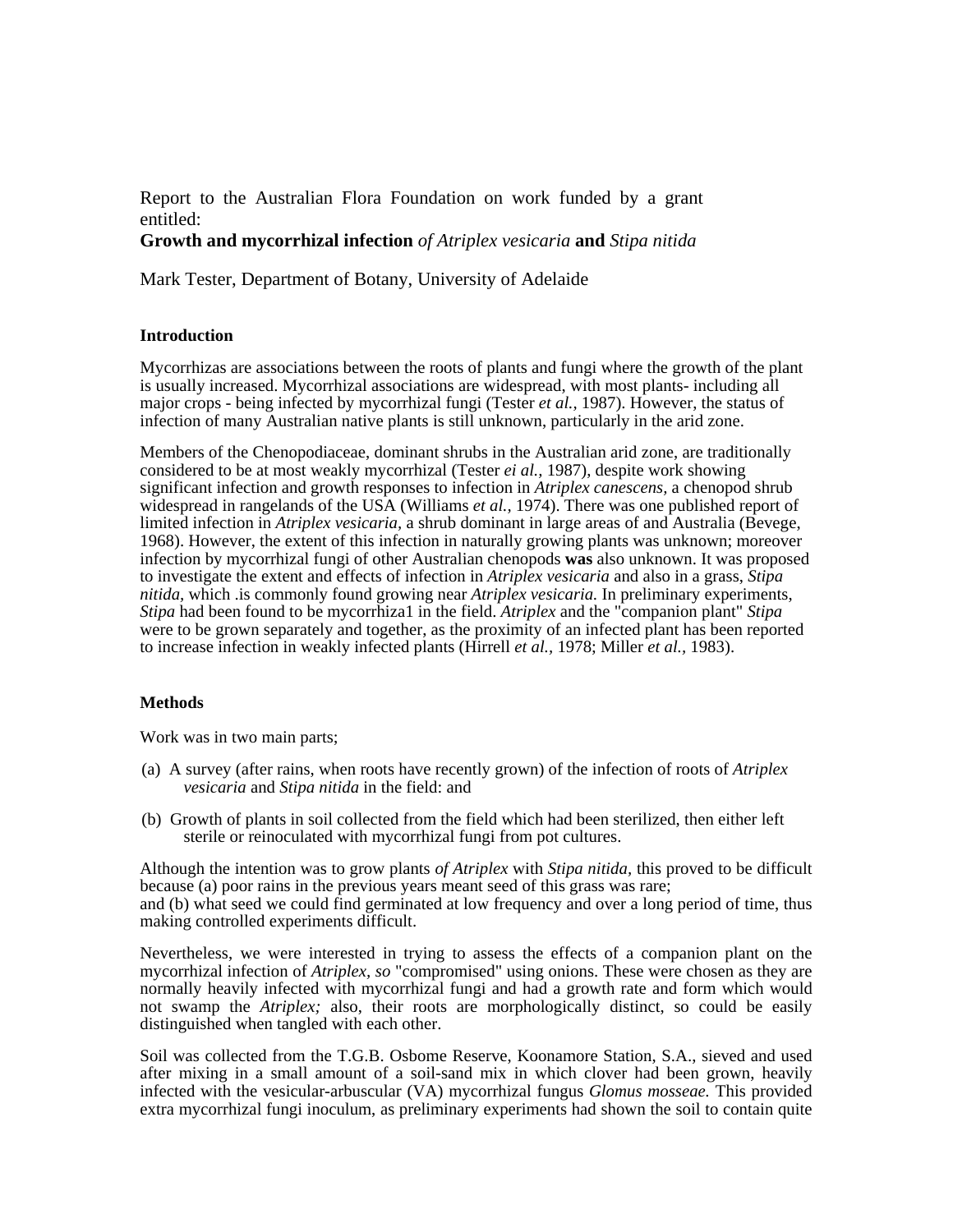Report to the Australian Flora Foundation on work funded by a grant entitled:

**Growth and mycorrhizal infection** *of Atriplex vesicaria* **and** *Stipa nitida*

Mark Tester, Department of Botany, University of Adelaide

### Introduction

Mycorrhizas are associations between the roots of plants and fungi where the growth of the plant is usually increased. Mycorrhizal associations are widespread, with most plants- including all major crops - being infected by mycorrhizal fungi (Tester *et al.,* 1987). However, the status of infection of many Australian native plants is still unknown, particularly in the arid zone.

Members of the Chenopodiaceae, dominant shrubs in the Australian arid zone, are traditionally considered to be at most weakly mycorrhizal (Tester *ei al.,* 1987), despite work showing significant infection and growth responses to infection in *Atriplex canescens,* a chenopod shrub widespread in rangelands of the USA (Williams *et al.,* 1974). There was one published report of limited infection in *Atriplex vesicaria,* a shrub dominant in large areas of and Australia (Bevege, 1968). However, the extent of this infection in naturally growing plants was unknown; moreover infection by mycorrhizal fungi of other Australian chenopods **was** also unknown. It was proposed to investigate the extent and effects of infection in *Atriplex vesicaria* and also in a grass, *Stipa nitida*, which .is commonly found growing near *Atriplex vesicaria.* In preliminary experiments, *Stipa* had been found to be mycorrhiza1 in the field. *Atriplex* and the "companion plant" *Stipa* were to be grown separately and together, as the proximity of an infected plant has been reported to increase infection in weakly infected plants (Hirrell *et al.,* 1978; Miller *et al.,* 1983).

### Methods

Work was in two main parts;

(a) A survey (after rains, when roots have recently grown) of the infection of roots of *Atriplex vesicaria* and *Stipa nitida* in the field: and

(b) Growth of plants in soil collected from the field which had been sterilized, then either left sterile or reinoculated with mycorrhizal fungi from pot cultures.

Although the intention was to grow plants *of Atriplex* with *Stipa nitida*, this proved to be difficult because (a) poor rains in the previous years meant seed of this grass was rare;
and (b) what seed we could find germinated at low frequency and over a long period of time, thus making controlled experiments difficult.

Nevertheless, we were interested in trying to assess the effects of a companion plant on the mycorrhizal infection of *Atriplex, so* "compromised" using onions. These were chosen as they are normally heavily infected with mycorrhizal fungi and had a growth rate and form which would not swamp the *Atriplex;* also, their roots are morphologically distinct, so could be easily distinguished when tangled with each other.

Soil was collected from the T.G.B. Osbome Reserve, Koonamore Station, S.A., sieved and used after mixing in a small amount of a soil-sand mix in which clover had been grown, heavily infected with the vesicular-arbuscular (VA) mycorrhizal fungus *Glomus mosseae.* This provided extra mycorrhizal fungi inoculum, as preliminary experiments had shown the soil to contain quite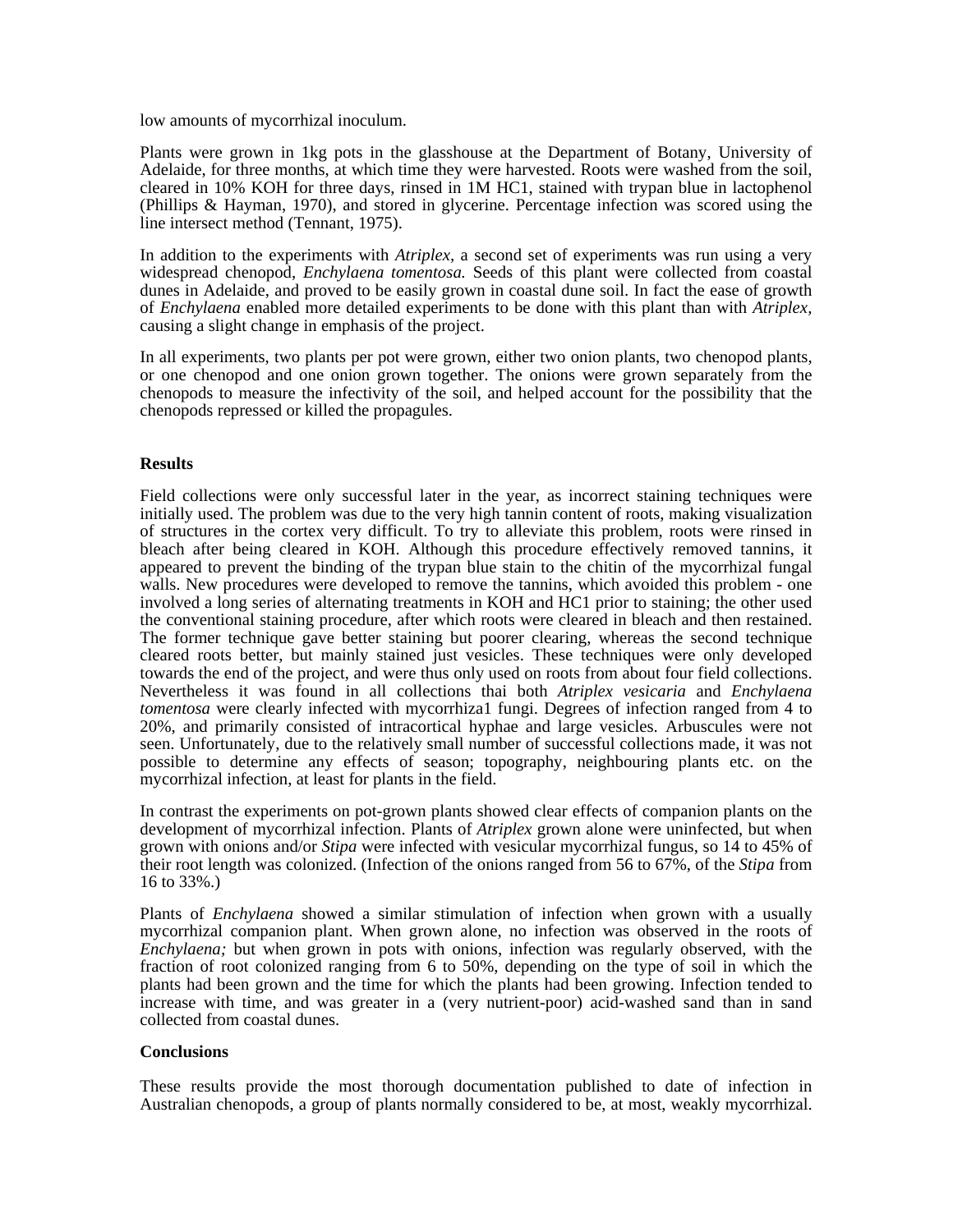low amounts of mycorrhizal inoculum.

Plants were grown in 1kg pots in the glasshouse at the Department of Botany, University of Adelaide, for three months, at which time they were harvested. Roots were washed from the soil, cleared in 10% KOH for three days, rinsed in 1M HC1, stained with trypan blue in lactophenol (Phillips & Hayman, 1970), and stored in glycerine. Percentage infection was scored using the line intersect method (Tennant, 1975).

In addition to the experiments with *Atriplex,* a second set of experiments was run using a very widespread chenopod, *Enchylaena tomentosa.* Seeds of this plant were collected from coastal dunes in Adelaide, and proved to be easily grown in coastal dune soil. In fact the ease of growth of *Enchylaena* enabled more detailed experiments to be done with this plant than with *Atriplex,* causing a slight change in emphasis of the project.

In all experiments, two plants per pot were grown, either two onion plants, two chenopod plants, or one chenopod and one onion grown together. The onions were grown separately from the chenopods to measure the infectivity of the soil, and helped account for the possibility that the chenopods repressed or killed the propagules.

**Results**

Field collections were only successful later in the year, as incorrect staining techniques were initially used. The problem was due to the very high tannin content of roots, making visualization of structures in the cortex very difficult. To try to alleviate this problem, roots were rinsed in bleach after being cleared in KOH. Although this procedure effectively removed tannins, it appeared to prevent the binding of the trypan blue stain to the chitin of the mycorrhizal fungal walls. New procedures were developed to remove the tannins, which avoided this problem - one involved a long series of alternating treatments in KOH and HC1 prior to staining; the other used the conventional staining procedure, after which roots were cleared in bleach and then restained. The former technique gave better staining but poorer clearing, whereas the second technique cleared roots better, but mainly stained just vesicles. These techniques were only developed towards the end of the project, and were thus only used on roots from about four field collections. Nevertheless it was found in all collections thai both *Atriplex vesicaria* and *Enchylaena tomentosa* were clearly infected with mycorrhiza1 fungi. Degrees of infection ranged from 4 to 20%, and primarily consisted of intracortical hyphae and large vesicles. Arbuscules were not seen. Unfortunately, due to the relatively small number of successful collections made, it was not possible to determine any effects of season; topography, neighbouring plants etc. on the mycorrhizal infection, at least for plants in the field.

In contrast the experiments on pot-grown plants showed clear effects of companion plants on the development of mycorrhizal infection. Plants of *Atriplex* grown alone were uninfected, but when grown with onions and/or *Stipa* were infected with vesicular mycorrhizal fungus, so 14 to 45% of their root length was colonized. (Infection of the onions ranged from 56 to 67%, of the *Stipa* from 16 to 33%.)

Plants of *Enchylaena* showed a similar stimulation of infection when grown with a usually mycorrhizal companion plant. When grown alone, no infection was observed in the roots of *Enchylaena;* but when grown in pots with onions, infection was regularly observed, with the fraction of root colonized ranging from 6 to 50%, depending on the type of soil in which the plants had been grown and the time for which the plants had been growing. Infection tended to increase with time, and was greater in a (very nutrient-poor) acid-washed sand than in sand collected from coastal dunes.

**Conclusions**

These results provide the most thorough documentation published to date of infection in Australian chenopods, a group of plants normally considered to be, at most, weakly mycorrhizal.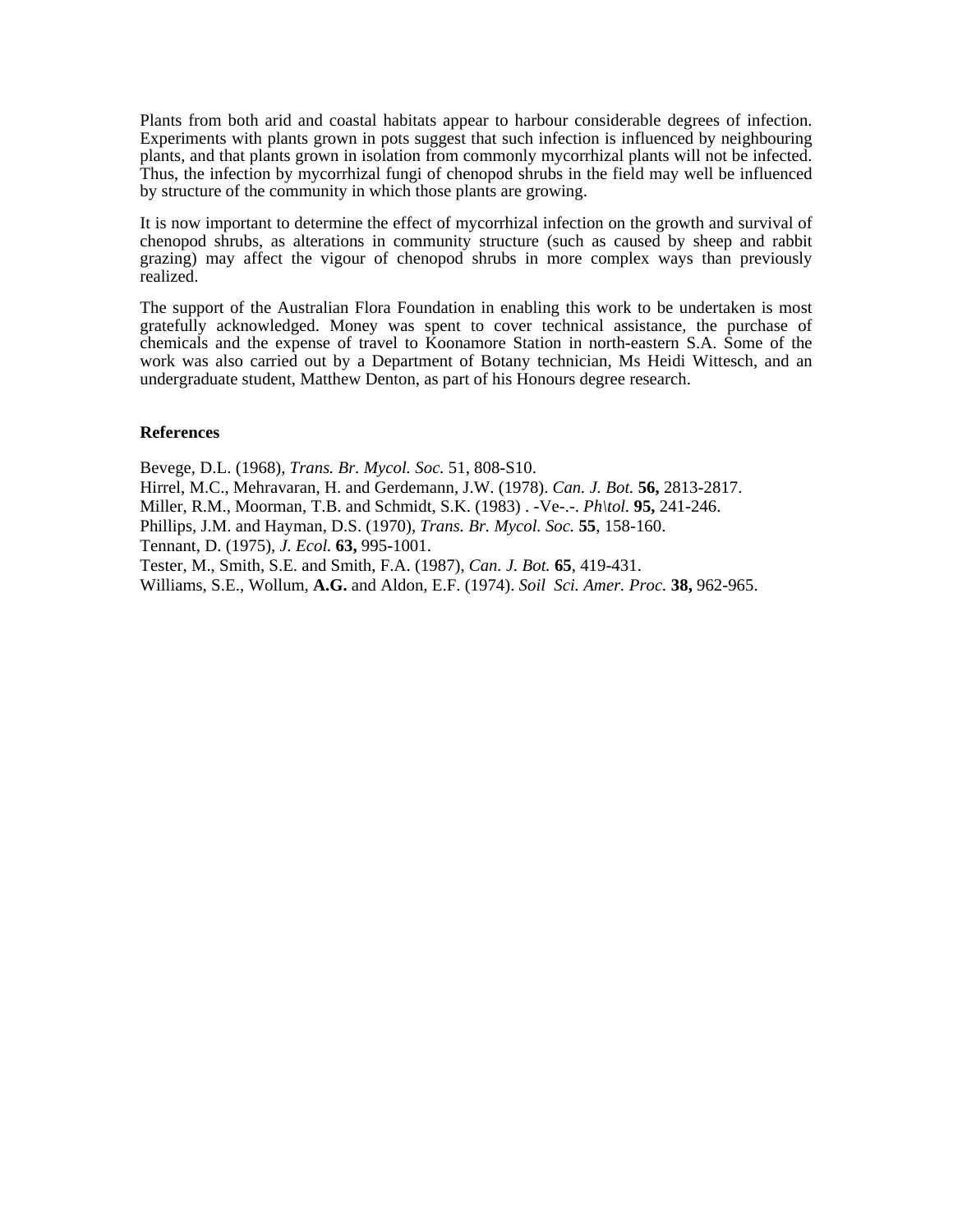Plants from both arid and coastal habitats appear to harbour considerable degrees of infection. Experiments with plants grown in pots suggest that such infection is influenced by neighbouring plants, and that plants grown in isolation from commonly mycorrhizal plants will not be infected. Thus, the infection by mycorrhizal fungi of chenopod shrubs in the field may well be influenced by structure of the community in which those plants are growing.

It is now important to determine the effect of mycorrhizal infection on the growth and survival of chenopod shrubs, as alterations in community structure (such as caused by sheep and rabbit grazing) may affect the vigour of chenopod shrubs in more complex ways than previously realized.

The support of the Australian Flora Foundation in enabling this work to be undertaken is most gratefully acknowledged. Money was spent to cover technical assistance, the purchase of chemicals and the expense of travel to Koonamore Station in north-eastern S.A. Some of the work was also carried out by a Department of Botany technician, Ms Heidi Wittesch, and an undergraduate student, Matthew Denton, as part of his Honours degree research.

### References

Bevege, D.L. (1968), *Trans. Br. Mycol. Soc.* 51, 808-S10.
Hirrel, M.C., Mehravaran, H. and Gerdemann, J.W. (1978). *Can. J. Bot.* **56,** 2813-2817.
Miller, R.M., Moorman, T.B. and Schmidt, S.K. (1983) . -Ve-.-. *Ph\tol.* **95,** 241-246.
Phillips, J.M. and Hayman, D.S. (1970), *Trans. Br. Mycol. Soc.* **55**, 158-160.
Tennant, D. (1975), *J. Ecol.* **63,** 995-1001.
Tester, M., Smith, S.E. and Smith, F.A. (1987), *Can. J. Bot.* **65**, 419-431.
Williams, S.E., Wollum, **A.G.** and Aldon, E.F. (1974). *Soil Sci. Amer. Proc.* **38,** 962-965.